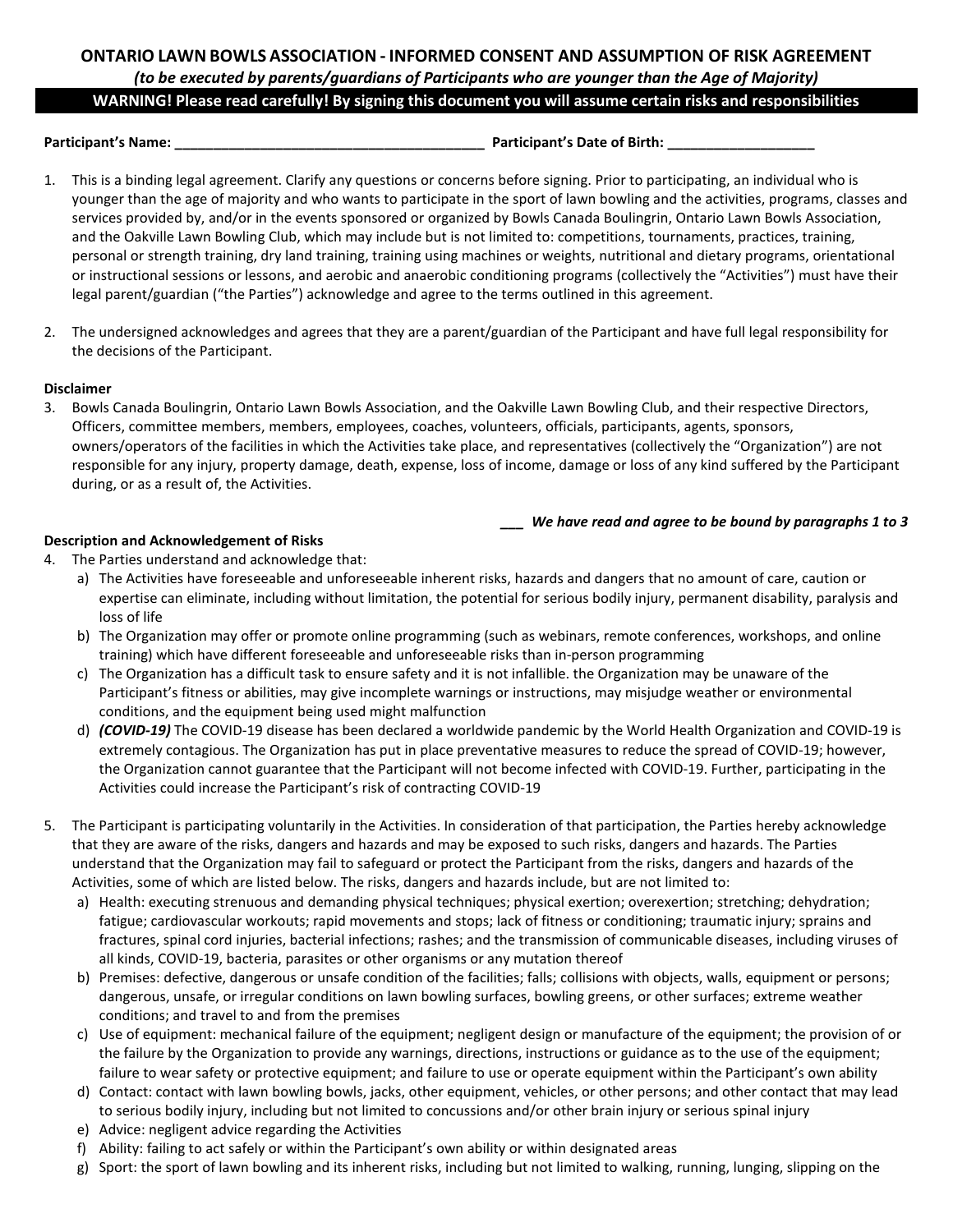# ONTARIO LAWN BOWLS ASSOCIATION - INFORMED CONSENT AND ASSUMPTION OF RISK AGREEMENT

***(to be executed by parents/guardians of Participants who are younger than the Age of Majority)***

**WARNING! Please read carefully! By signing this document you will assume certain risks and responsibilities**

**Participant's Name: ________________________________________ Participant's Date of Birth: ___________________**

1. This is a binding legal agreement. Clarify any questions or concerns before signing. Prior to participating, an individual who is younger than the age of majority and who wants to participate in the sport of lawn bowling and the activities, programs, classes and services provided by, and/or in the events sponsored or organized by Bowls Canada Boulingrin, Ontario Lawn Bowls Association, and the Oakville Lawn Bowling Club, which may include but is not limited to: competitions, tournaments, practices, training, personal or strength training, dry land training, training using machines or weights, nutritional and dietary programs, orientational or instructional sessions or lessons, and aerobic and anaerobic conditioning programs (collectively the "Activities") must have their legal parent/guardian ("the Parties") acknowledge and agree to the terms outlined in this agreement.

2. The undersigned acknowledges and agrees that they are a parent/guardian of the Participant and have full legal responsibility for the decisions of the Participant.

**Disclaimer**

3. Bowls Canada Boulingrin, Ontario Lawn Bowls Association, and the Oakville Lawn Bowling Club, and their respective Directors, Officers, committee members, members, employees, coaches, volunteers, officials, participants, agents, sponsors, owners/operators of the facilities in which the Activities take place, and representatives (collectively the "Organization") are not responsible for any injury, property damage, death, expense, loss of income, damage or loss of any kind suffered by the Participant during, or as a result of, the Activities.

___ ***We have read and agree to be bound by paragraphs 1 to 3***

**Description and Acknowledgement of Risks**

4. The Parties understand and acknowledge that:
   a) The Activities have foreseeable and unforeseeable inherent risks, hazards and dangers that no amount of care, caution or expertise can eliminate, including without limitation, the potential for serious bodily injury, permanent disability, paralysis and loss of life
   b) The Organization may offer or promote online programming (such as webinars, remote conferences, workshops, and online training) which have different foreseeable and unforeseeable risks than in-person programming
   c) The Organization has a difficult task to ensure safety and it is not infallible. the Organization may be unaware of the Participant's fitness or abilities, may give incomplete warnings or instructions, may misjudge weather or environmental conditions, and the equipment being used might malfunction
   d) ***(COVID-19)*** The COVID-19 disease has been declared a worldwide pandemic by the World Health Organization and COVID-19 is extremely contagious. The Organization has put in place preventative measures to reduce the spread of COVID-19; however, the Organization cannot guarantee that the Participant will not become infected with COVID-19. Further, participating in the Activities could increase the Participant's risk of contracting COVID-19

5. The Participant is participating voluntarily in the Activities. In consideration of that participation, the Parties hereby acknowledge that they are aware of the risks, dangers and hazards and may be exposed to such risks, dangers and hazards. The Parties understand that the Organization may fail to safeguard or protect the Participant from the risks, dangers and hazards of the Activities, some of which are listed below. The risks, dangers and hazards include, but are not limited to:
   a) Health: executing strenuous and demanding physical techniques; physical exertion; overexertion; stretching; dehydration; fatigue; cardiovascular workouts; rapid movements and stops; lack of fitness or conditioning; traumatic injury; sprains and fractures, spinal cord injuries, bacterial infections; rashes; and the transmission of communicable diseases, including viruses of all kinds, COVID-19, bacteria, parasites or other organisms or any mutation thereof
   b) Premises: defective, dangerous or unsafe condition of the facilities; falls; collisions with objects, walls, equipment or persons; dangerous, unsafe, or irregular conditions on lawn bowling surfaces, bowling greens, or other surfaces; extreme weather conditions; and travel to and from the premises
   c) Use of equipment: mechanical failure of the equipment; negligent design or manufacture of the equipment; the provision of or the failure by the Organization to provide any warnings, directions, instructions or guidance as to the use of the equipment; failure to wear safety or protective equipment; and failure to use or operate equipment within the Participant's own ability
   d) Contact: contact with lawn bowling bowls, jacks, other equipment, vehicles, or other persons; and other contact that may lead to serious bodily injury, including but not limited to concussions and/or other brain injury or serious spinal injury
   e) Advice: negligent advice regarding the Activities
   f) Ability: failing to act safely or within the Participant's own ability or within designated areas
   g) Sport: the sport of lawn bowling and its inherent risks, including but not limited to walking, running, lunging, slipping on the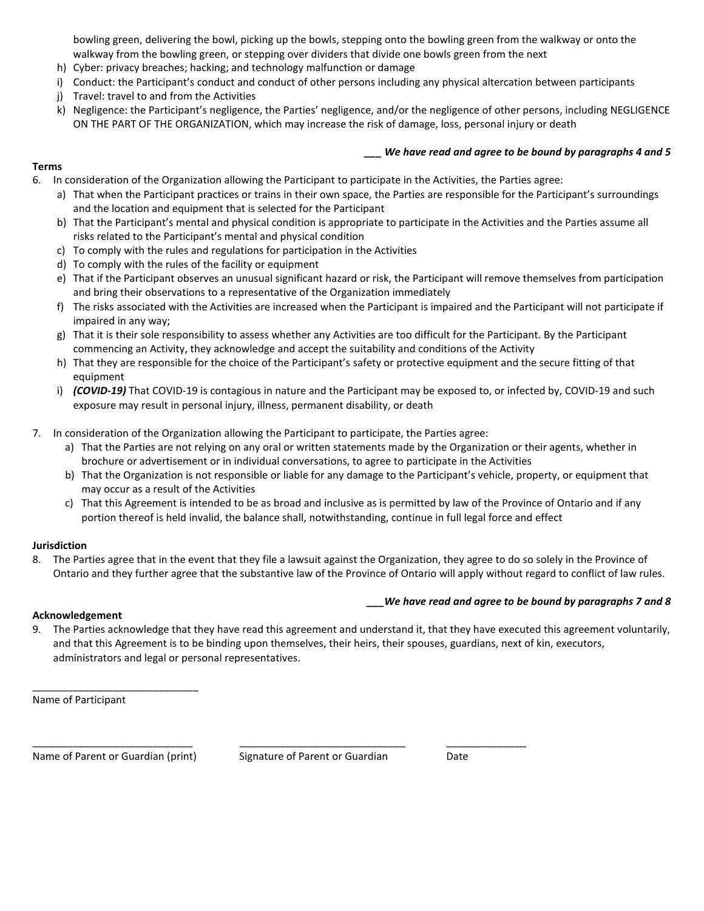bowling green, delivering the bowl, picking up the bowls, stepping onto the bowling green from the walkway or onto the walkway from the bowling green, or stepping over dividers that divide one bowls green from the next

h) Cyber: privacy breaches; hacking; and technology malfunction or damage
i) Conduct: the Participant's conduct and conduct of other persons including any physical altercation between participants
j) Travel: travel to and from the Activities
k) Negligence: the Participant's negligence, the Parties' negligence, and/or the negligence of other persons, including NEGLIGENCE ON THE PART OF THE ORGANIZATION, which may increase the risk of damage, loss, personal injury or death

___ ***We have read and agree to be bound by paragraphs 4 and 5***

**Terms**

6. In consideration of the Organization allowing the Participant to participate in the Activities, the Parties agree:
   a) That when the Participant practices or trains in their own space, the Parties are responsible for the Participant's surroundings and the location and equipment that is selected for the Participant
   b) That the Participant's mental and physical condition is appropriate to participate in the Activities and the Parties assume all risks related to the Participant's mental and physical condition
   c) To comply with the rules and regulations for participation in the Activities
   d) To comply with the rules of the facility or equipment
   e) That if the Participant observes an unusual significant hazard or risk, the Participant will remove themselves from participation and bring their observations to a representative of the Organization immediately
   f) The risks associated with the Activities are increased when the Participant is impaired and the Participant will not participate if impaired in any way;
   g) That it is their sole responsibility to assess whether any Activities are too difficult for the Participant. By the Participant commencing an Activity, they acknowledge and accept the suitability and conditions of the Activity
   h) That they are responsible for the choice of the Participant's safety or protective equipment and the secure fitting of that equipment
   i) ***(COVID-19)*** That COVID-19 is contagious in nature and the Participant may be exposed to, or infected by, COVID-19 and such exposure may result in personal injury, illness, permanent disability, or death

7. In consideration of the Organization allowing the Participant to participate, the Parties agree:
   a) That the Parties are not relying on any oral or written statements made by the Organization or their agents, whether in brochure or advertisement or in individual conversations, to agree to participate in the Activities
   b) That the Organization is not responsible or liable for any damage to the Participant's vehicle, property, or equipment that may occur as a result of the Activities
   c) That this Agreement is intended to be as broad and inclusive as is permitted by law of the Province of Ontario and if any portion thereof is held invalid, the balance shall, notwithstanding, continue in full legal force and effect

**Jurisdiction**

8. The Parties agree that in the event that they file a lawsuit against the Organization, they agree to do so solely in the Province of Ontario and they further agree that the substantive law of the Province of Ontario will apply without regard to conflict of law rules.

___ ***We have read and agree to be bound by paragraphs 7 and 8***

**Acknowledgement**

9. The Parties acknowledge that they have read this agreement and understand it, that they have executed this agreement voluntarily, and that this Agreement is to be binding upon themselves, their heirs, their spouses, guardians, next of kin, executors, administrators and legal or personal representatives.

_____________________________
Name of Participant

_____________________________ _____________________________ ______________
Name of Parent or Guardian (print) Signature of Parent or Guardian Date